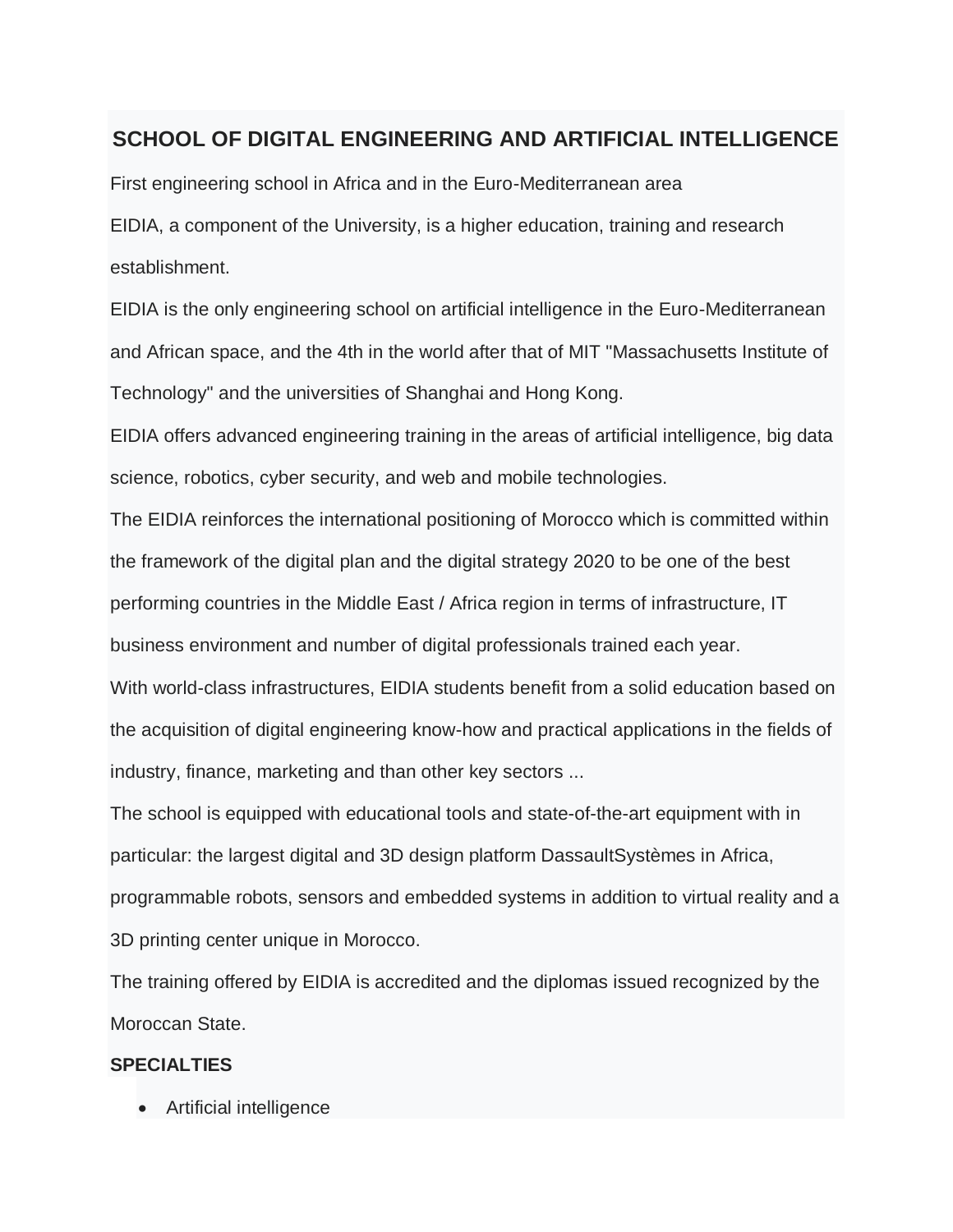# SCHOOL OF DIGITAL ENGINEERING AND ARTIFICIAL INTELLIGENCE

First engineering school in Africa and in the Euro-Mediterranean area

EIDIA, a component of the University, is a higher education, training and research establishment.

EIDIA is the only engineering school on artificial intelligence in the Euro-Mediterranean and African space, and the 4th in the world after that of MIT "Massachusetts Institute of Technology" and the universities of Shanghai and Hong Kong.

EIDIA offers advanced engineering training in the areas of artificial intelligence, big data science, robotics, cyber security, and web and mobile technologies.

The EIDIA reinforces the international positioning of Morocco which is committed within the framework of the digital plan and the digital strategy 2020 to be one of the best performing countries in the Middle East / Africa region in terms of infrastructure, IT business environment and number of digital professionals trained each year.

With world-class infrastructures, EIDIA students benefit from a solid education based on the acquisition of digital engineering know-how and practical applications in the fields of industry, finance, marketing and than other key sectors ...

The school is equipped with educational tools and state-of-the-art equipment with in particular: the largest digital and 3D design platform DassaultSystèmes in Africa, programmable robots, sensors and embedded systems in addition to virtual reality and a 3D printing center unique in Morocco.

The training offered by EIDIA is accredited and the diplomas issued recognized by the Moroccan State.

**SPECIALTIES**

- Artificial intelligence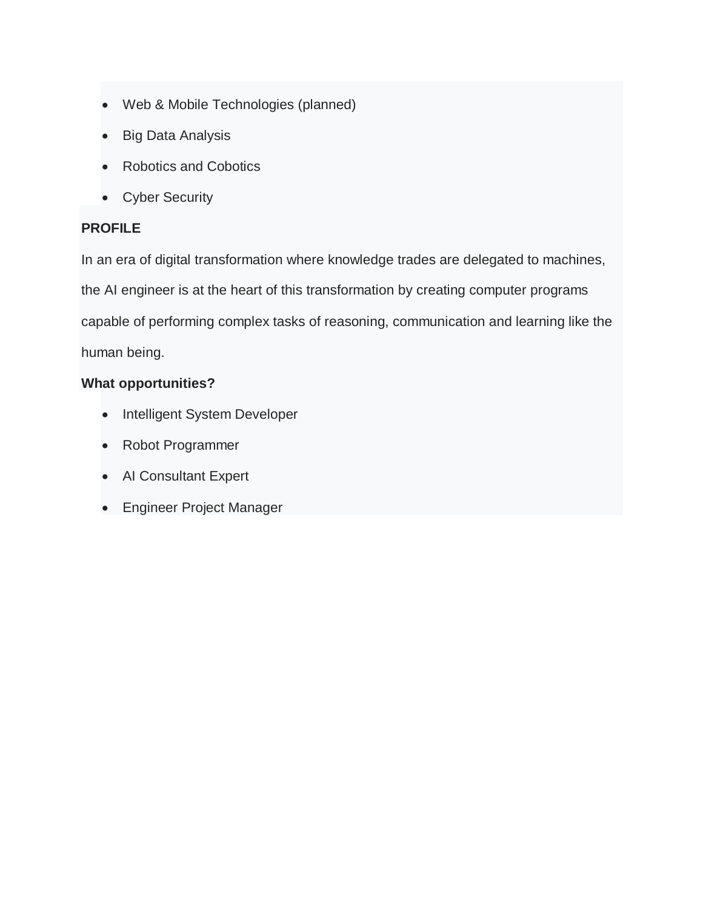- Web & Mobile Technologies (planned)
- Big Data Analysis
- Robotics and Cobotics
- Cyber Security

**PROFILE**

In an era of digital transformation where knowledge trades are delegated to machines, the AI engineer is at the heart of this transformation by creating computer programs capable of performing complex tasks of reasoning, communication and learning like the human being.

**What opportunities?**

- Intelligent System Developer
- Robot Programmer
- AI Consultant Expert
- Engineer Project Manager